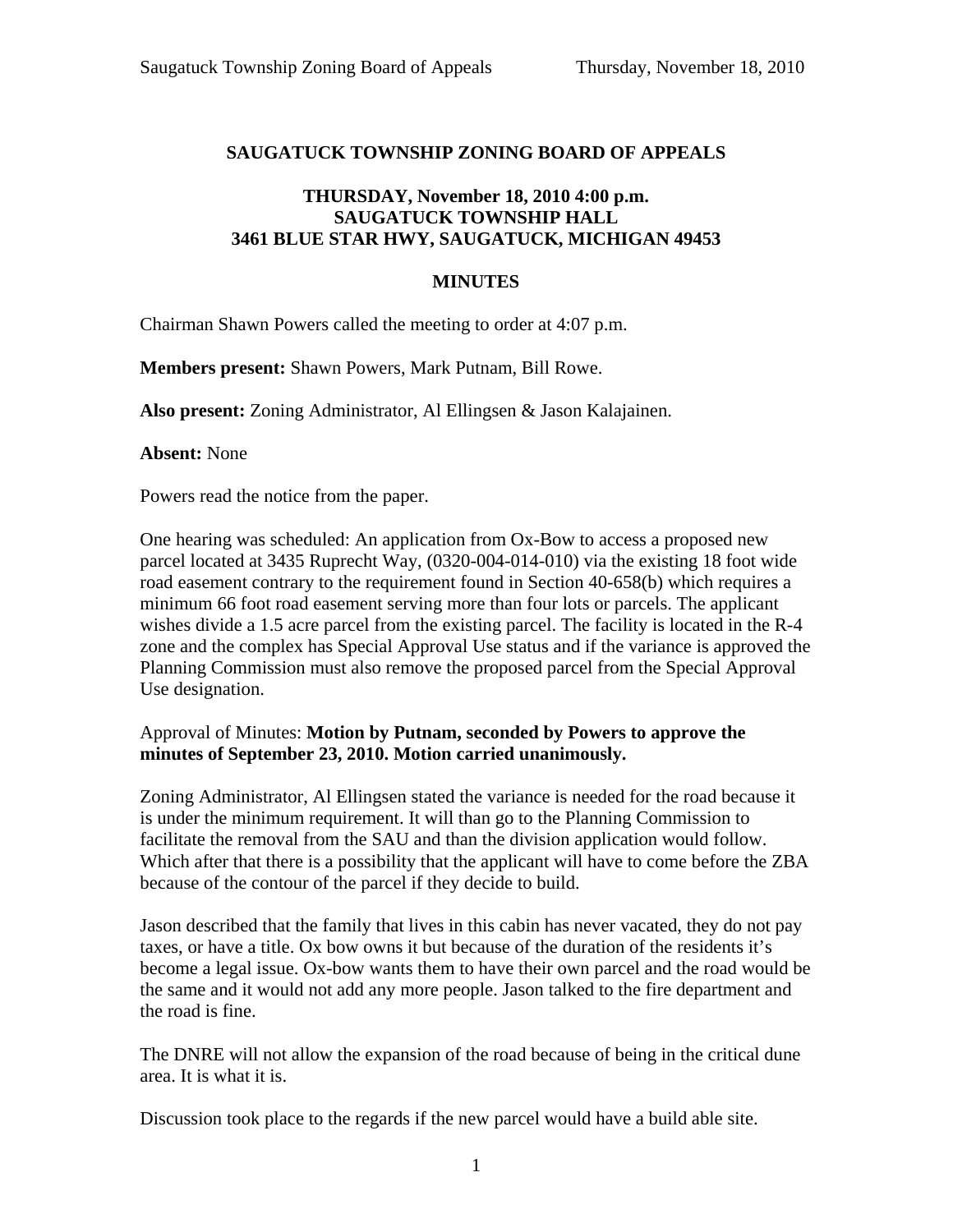**SAUGATUCK TOWNSHIP ZONING BOARD OF APPEALS**

**THURSDAY, November 18, 2010 4:00 p.m.**
**SAUGATUCK TOWNSHIP HALL**
**3461 BLUE STAR HWY, SAUGATUCK, MICHIGAN 49453**

**MINUTES**

Chairman Shawn Powers called the meeting to order at 4:07 p.m.

**Members present:** Shawn Powers, Mark Putnam, Bill Rowe.

**Also present:** Zoning Administrator, Al Ellingsen & Jason Kalajainen.

**Absent:** None

Powers read the notice from the paper.

One hearing was scheduled: An application from Ox-Bow to access a proposed new parcel located at 3435 Ruprecht Way, (0320-004-014-010) via the existing 18 foot wide road easement contrary to the requirement found in Section 40-658(b) which requires a minimum 66 foot road easement serving more than four lots or parcels. The applicant wishes divide a 1.5 acre parcel from the existing parcel. The facility is located in the R-4 zone and the complex has Special Approval Use status and if the variance is approved the Planning Commission must also remove the proposed parcel from the Special Approval Use designation.

Approval of Minutes: **Motion by Putnam, seconded by Powers to approve the minutes of September 23, 2010. Motion carried unanimously.**

Zoning Administrator, Al Ellingsen stated the variance is needed for the road because it is under the minimum requirement. It will than go to the Planning Commission to facilitate the removal from the SAU and than the division application would follow. Which after that there is a possibility that the applicant will have to come before the ZBA because of the contour of the parcel if they decide to build.

Jason described that the family that lives in this cabin has never vacated, they do not pay taxes, or have a title. Ox bow owns it but because of the duration of the residents it's become a legal issue. Ox-bow wants them to have their own parcel and the road would be the same and it would not add any more people. Jason talked to the fire department and the road is fine.

The DNRE will not allow the expansion of the road because of being in the critical dune area. It is what it is.

Discussion took place to the regards if the new parcel would have a build able site.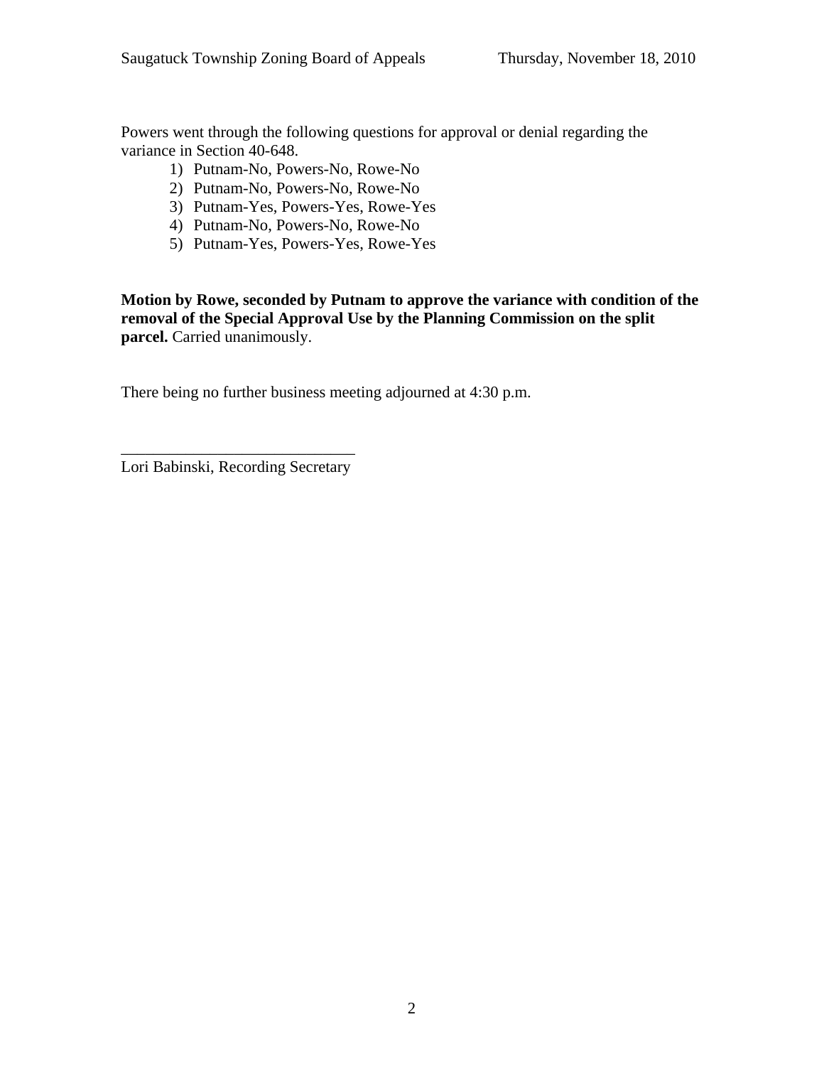Powers went through the following questions for approval or denial regarding the variance in Section 40-648.

1) Putnam-No, Powers-No, Rowe-No
2) Putnam-No, Powers-No, Rowe-No
3) Putnam-Yes, Powers-Yes, Rowe-Yes
4) Putnam-No, Powers-No, Rowe-No
5) Putnam-Yes, Powers-Yes, Rowe-Yes

**Motion by Rowe, seconded by Putnam to approve the variance with condition of the removal of the Special Approval Use by the Planning Commission on the split parcel.** Carried unanimously.

There being no further business meeting adjourned at 4:30 p.m.

\_\_\_\_\_\_\_\_\_\_\_\_\_\_\_\_\_\_\_\_\_\_\_\_\_\_\_\_\_

Lori Babinski, Recording Secretary